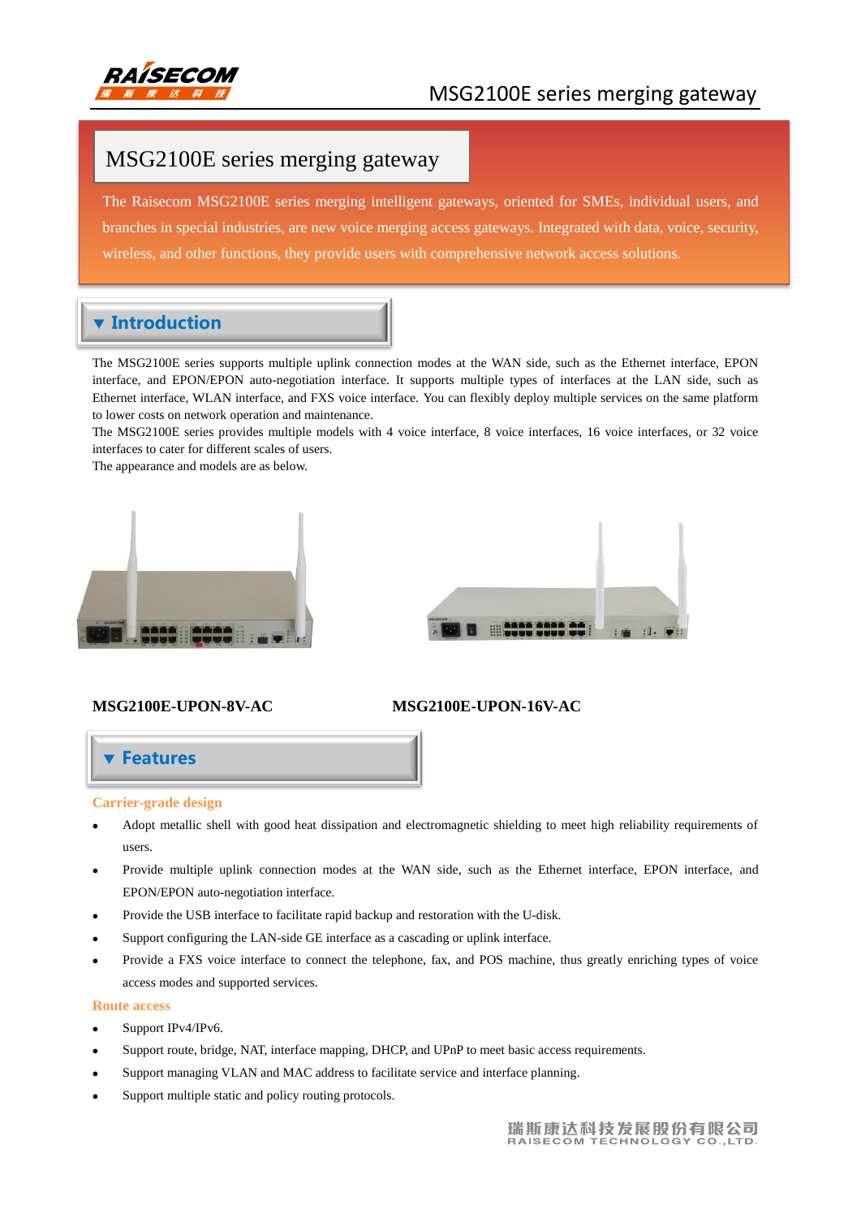# MSG2100E series merging gateway

The Raisecom MSG2100E series merging intelligent gateways, oriented for SMEs, individual users, and branches in special industries, are new voice merging access gateways. Integrated with data, voice, security, wireless, and other functions, they provide users with comprehensive network access solutions.

## Introduction

The MSG2100E series supports multiple uplink connection modes at the WAN side, such as the Ethernet interface, EPON interface, and EPON/EPON auto-negotiation interface. It supports multiple types of interfaces at the LAN side, such as Ethernet interface, WLAN interface, and FXS voice interface. You can flexibly deploy multiple services on the same platform to lower costs on network operation and maintenance.

The MSG2100E series provides multiple models with 4 voice interface, 8 voice interfaces, 16 voice interfaces, or 32 voice interfaces to cater for different scales of users.

The appearance and models are as below.

**MSG2100E-UPON-8V-AC** **MSG2100E-UPON-16V-AC**

## Features

### Carrier-grade design

- Adopt metallic shell with good heat dissipation and electromagnetic shielding to meet high reliability requirements of users.
- Provide multiple uplink connection modes at the WAN side, such as the Ethernet interface, EPON interface, and EPON/EPON auto-negotiation interface.
- Provide the USB interface to facilitate rapid backup and restoration with the U-disk.
- Support configuring the LAN-side GE interface as a cascading or uplink interface.
- Provide a FXS voice interface to connect the telephone, fax, and POS machine, thus greatly enriching types of voice access modes and supported services.

### Route access

- Support IPv4/IPv6.
- Support route, bridge, NAT, interface mapping, DHCP, and UPnP to meet basic access requirements.
- Support managing VLAN and MAC address to facilitate service and interface planning.
- Support multiple static and policy routing protocols.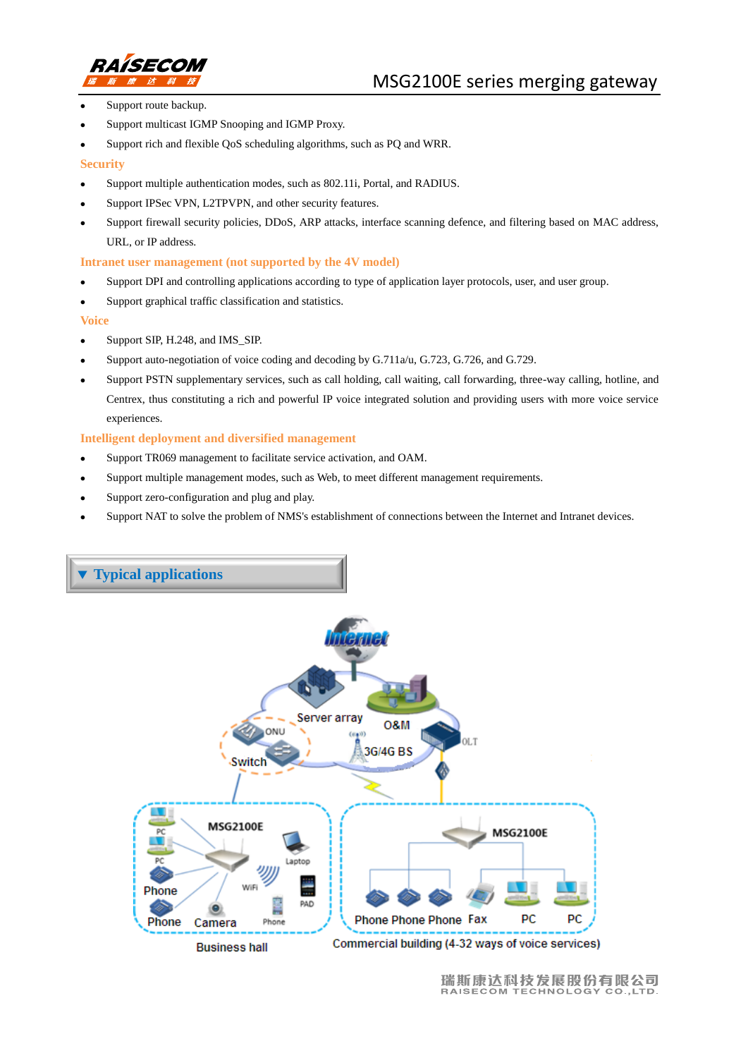- Support route backup.
- Support multicast IGMP Snooping and IGMP Proxy.
- Support rich and flexible QoS scheduling algorithms, such as PQ and WRR.

### Security

- Support multiple authentication modes, such as 802.11i, Portal, and RADIUS.
- Support IPSec VPN, L2TPVPN, and other security features.
- Support firewall security policies, DDoS, ARP attacks, interface scanning defence, and filtering based on MAC address, URL, or IP address.

### Intranet user management (not supported by the 4V model)

- Support DPI and controlling applications according to type of application layer protocols, user, and user group.
- Support graphical traffic classification and statistics.

### Voice

- Support SIP, H.248, and IMS_SIP.
- Support auto-negotiation of voice coding and decoding by G.711a/u, G.723, G.726, and G.729.
- Support PSTN supplementary services, such as call holding, call waiting, call forwarding, three-way calling, hotline, and Centrex, thus constituting a rich and powerful IP voice integrated solution and providing users with more voice service experiences.

### Intelligent deployment and diversified management

- Support TR069 management to facilitate service activation, and OAM.
- Support multiple management modes, such as Web, to meet different management requirements.
- Support zero-configuration and plug and play.
- Support NAT to solve the problem of NMS's establishment of connections between the Internet and Intranet devices.

## ▼ Typical applications

Business hall

Commercial building (4-32 ways of voice services)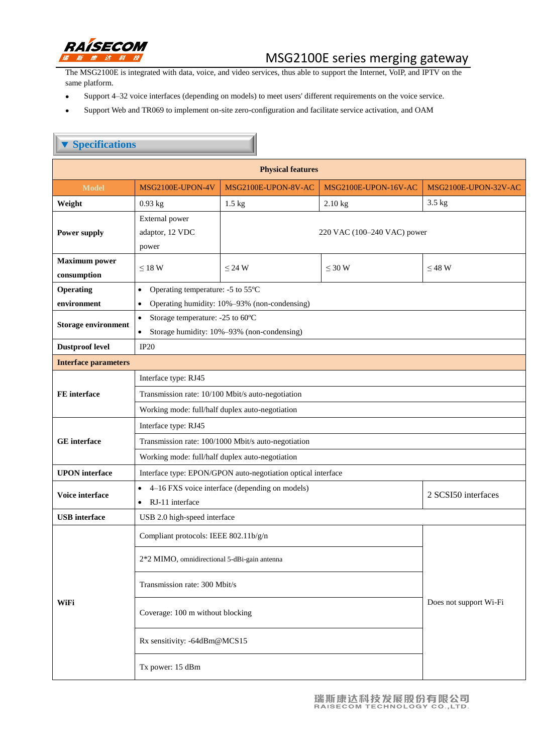The MSG2100E is integrated with data, voice, and video services, thus able to support the Internet, VoIP, and IPTV on the same platform.

- Support 4–32 voice interfaces (depending on models) to meet users' different requirements on the voice service.
- Support Web and TR069 to implement on-site zero-configuration and facilitate service activation, and OAM

## ▼ Specifications

| Physical features | | | | |
|---|---|---|---|---|
| **Model** | MSG2100E-UPON-4V | MSG2100E-UPON-8V-AC | MSG2100E-UPON-16V-AC | MSG2100E-UPON-32V-AC |
| **Weight** | 0.93 kg | 1.5 kg | 2.10 kg | 3.5 kg |
| **Power supply** | External power adaptor, 12 VDC power | 220 VAC (100–240 VAC) power | | |
| **Maximum power consumption** | ≤ 18 W | ≤ 24 W | ≤ 30 W | ≤ 48 W |
| **Operating environment** | • Operating temperature: -5 to 55ºC<br>• Operating humidity: 10%–93% (non-condensing) | | | |
| **Storage environment** | • Storage temperature: -25 to 60ºC<br>• Storage humidity: 10%–93% (non-condensing) | | | |
| **Dustproof level** | IP20 | | | |
| **Interface parameters** | | | | |
| **FE interface** | Interface type: RJ45 | | | |
| | Transmission rate: 10/100 Mbit/s auto-negotiation | | | |
| | Working mode: full/half duplex auto-negotiation | | | |
| **GE interface** | Interface type: RJ45 | | | |
| | Transmission rate: 100/1000 Mbit/s auto-negotiation | | | |
| | Working mode: full/half duplex auto-negotiation | | | |
| **UPON interface** | Interface type: EPON/GPON auto-negotiation optical interface | | | |
| **Voice interface** | • 4–16 FXS voice interface (depending on models)<br>• RJ-11 interface | | | 2 SCSI50 interfaces |
| **USB interface** | USB 2.0 high-speed interface | | | |
| **WiFi** | Compliant protocols: IEEE 802.11b/g/n | | | Does not support Wi-Fi |
| | 2*2 MIMO, omnidirectional 5-dBi-gain antenna | | | |
| | Transmission rate: 300 Mbit/s | | | |
| | Coverage: 100 m without blocking | | | |
| | Rx sensitivity: -64dBm@MCS15 | | | |
| | Tx power: 15 dBm | | | |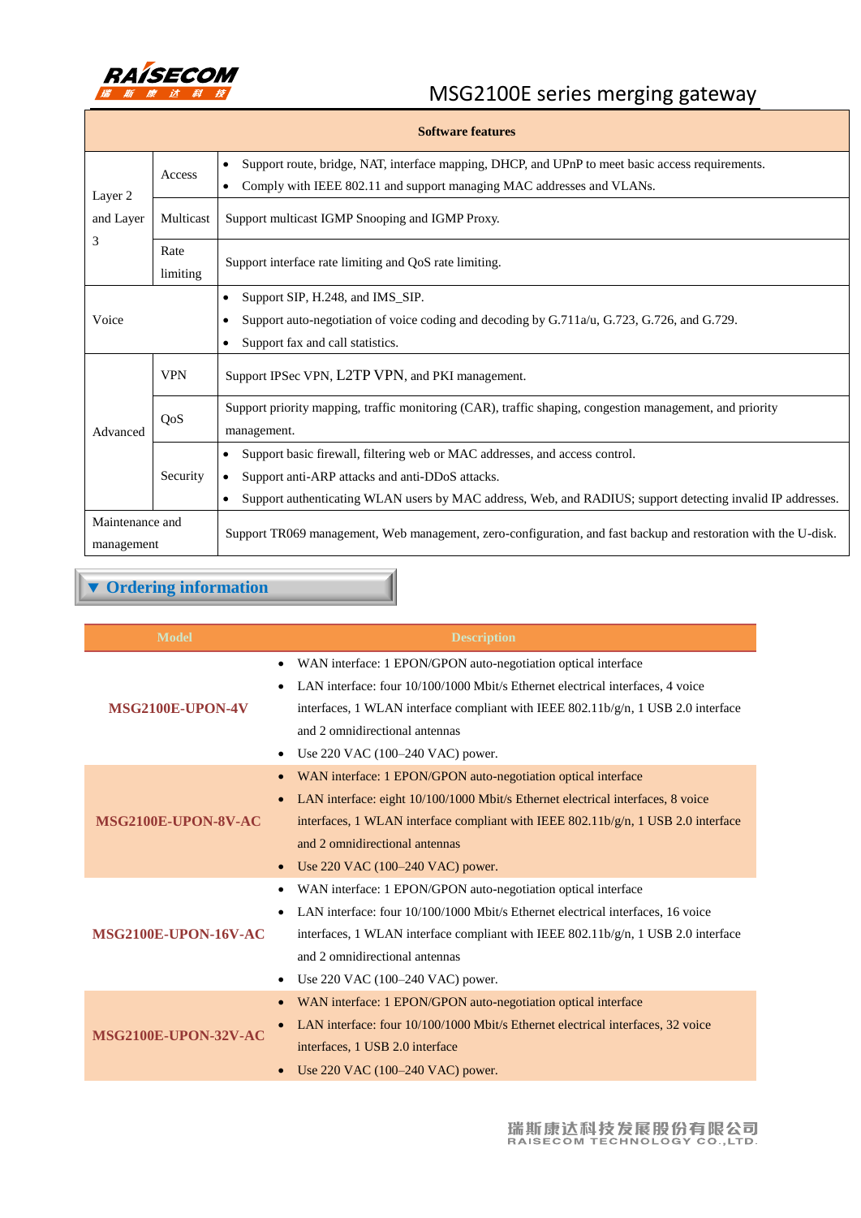| Software features | | |
|---|---|---|
| Layer 2 and Layer 3 | Access | • Support route, bridge, NAT, interface mapping, DHCP, and UPnP to meet basic access requirements.<br>• Comply with IEEE 802.11 and support managing MAC addresses and VLANs. |
| | Multicast | Support multicast IGMP Snooping and IGMP Proxy. |
| | Rate limiting | Support interface rate limiting and QoS rate limiting. |
| Voice | | • Support SIP, H.248, and IMS_SIP.<br>• Support auto-negotiation of voice coding and decoding by G.711a/u, G.723, G.726, and G.729.<br>• Support fax and call statistics. |
| Advanced | VPN | Support IPSec VPN, L2TP VPN, and PKI management. |
| | QoS | Support priority mapping, traffic monitoring (CAR), traffic shaping, congestion management, and priority management. |
| | Security | • Support basic firewall, filtering web or MAC addresses, and access control.<br>• Support anti-ARP attacks and anti-DDoS attacks.<br>• Support authenticating WLAN users by MAC address, Web, and RADIUS; support detecting invalid IP addresses. |
| Maintenance and management | | Support TR069 management, Web management, zero-configuration, and fast backup and restoration with the U-disk. |

## ▼ Ordering information

| Model | Description |
|---|---|
| **MSG2100E-UPON-4V** | • WAN interface: 1 EPON/GPON auto-negotiation optical interface<br>• LAN interface: four 10/100/1000 Mbit/s Ethernet electrical interfaces, 4 voice interfaces, 1 WLAN interface compliant with IEEE 802.11b/g/n, 1 USB 2.0 interface and 2 omnidirectional antennas<br>• Use 220 VAC (100–240 VAC) power. |
| **MSG2100E-UPON-8V-AC** | • WAN interface: 1 EPON/GPON auto-negotiation optical interface<br>• LAN interface: eight 10/100/1000 Mbit/s Ethernet electrical interfaces, 8 voice interfaces, 1 WLAN interface compliant with IEEE 802.11b/g/n, 1 USB 2.0 interface and 2 omnidirectional antennas<br>• Use 220 VAC (100–240 VAC) power. |
| **MSG2100E-UPON-16V-AC** | • WAN interface: 1 EPON/GPON auto-negotiation optical interface<br>• LAN interface: four 10/100/1000 Mbit/s Ethernet electrical interfaces, 16 voice interfaces, 1 WLAN interface compliant with IEEE 802.11b/g/n, 1 USB 2.0 interface and 2 omnidirectional antennas<br>• Use 220 VAC (100–240 VAC) power. |
| **MSG2100E-UPON-32V-AC** | • WAN interface: 1 EPON/GPON auto-negotiation optical interface<br>• LAN interface: four 10/100/1000 Mbit/s Ethernet electrical interfaces, 32 voice interfaces, 1 USB 2.0 interface<br>• Use 220 VAC (100–240 VAC) power. |